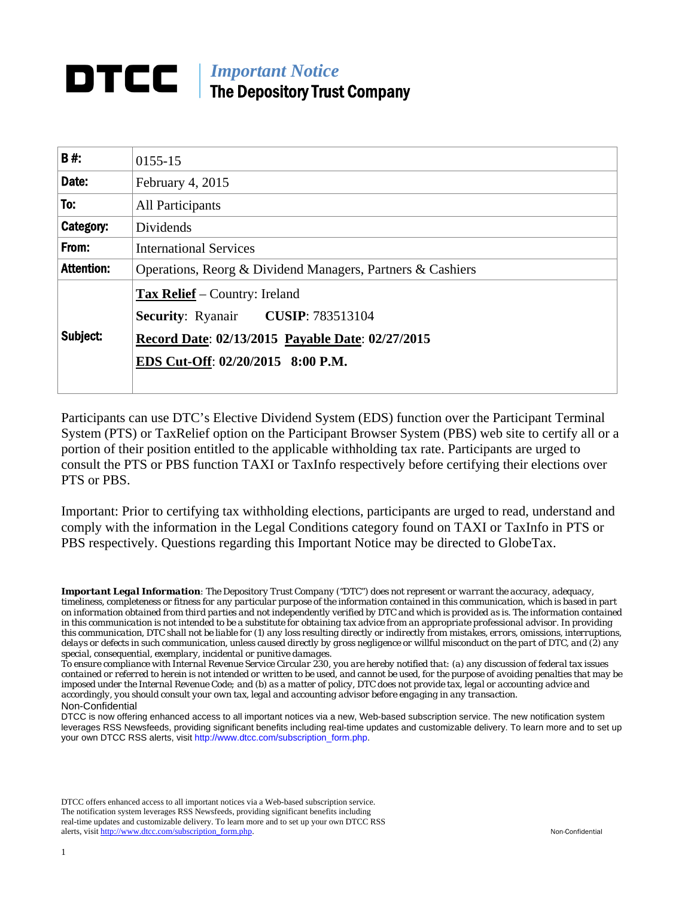# DTCC

*Important Notice*
**The Depository Trust Company**

| | |
|---|---|
| **B #:** | 0155-15 |
| **Date:** | February 4, 2015 |
| **To:** | All Participants |
| **Category:** | Dividends |
| **From:** | International Services |
| **Attention:** | Operations, Reorg & Dividend Managers, Partners & Cashiers |
| **Subject:** | **Tax Relief** – Country: Ireland<br>**Security**: Ryanair **CUSIP**: 783513104<br>**Record Date**: **02/13/2015** **Payable Date**: **02/27/2015**<br>**EDS Cut-Off**: **02/20/2015 8:00 P.M.** |

Participants can use DTC's Elective Dividend System (EDS) function over the Participant Terminal System (PTS) or TaxRelief option on the Participant Browser System (PBS) web site to certify all or a portion of their position entitled to the applicable withholding tax rate. Participants are urged to consult the PTS or PBS function TAXI or TaxInfo respectively before certifying their elections over PTS or PBS.

Important: Prior to certifying tax withholding elections, participants are urged to read, understand and comply with the information in the Legal Conditions category found on TAXI or TaxInfo in PTS or PBS respectively. Questions regarding this Important Notice may be directed to GlobeTax.

***Important Legal Information**: The Depository Trust Company ("DTC") does not represent or warrant the accuracy, adequacy, timeliness, completeness or fitness for any particular purpose of the information contained in this communication, which is based in part on information obtained from third parties and not independently verified by DTC and which is provided as is. The information contained in this communication is not intended to be a substitute for obtaining tax advice from an appropriate professional advisor. In providing this communication, DTC shall not be liable for (1) any loss resulting directly or indirectly from mistakes, errors, omissions, interruptions, delays or defects in such communication, unless caused directly by gross negligence or willful misconduct on the part of DTC, and (2) any special, consequential, exemplary, incidental or punitive damages.*

*To ensure compliance with Internal Revenue Service Circular 230, you are hereby notified that: (a) any discussion of federal tax issues contained or referred to herein is not intended or written to be used, and cannot be used, for the purpose of avoiding penalties that may be imposed under the Internal Revenue Code; and (b) as a matter of policy, DTC does not provide tax, legal or accounting advice and accordingly, you should consult your own tax, legal and accounting advisor before engaging in any transaction.*

Non-Confidential

DTCC is now offering enhanced access to all important notices via a new, Web-based subscription service. The new notification system leverages RSS Newsfeeds, providing significant benefits including real-time updates and customizable delivery. To learn more and to set up your own DTCC RSS alerts, visit http://www.dtcc.com/subscription_form.php.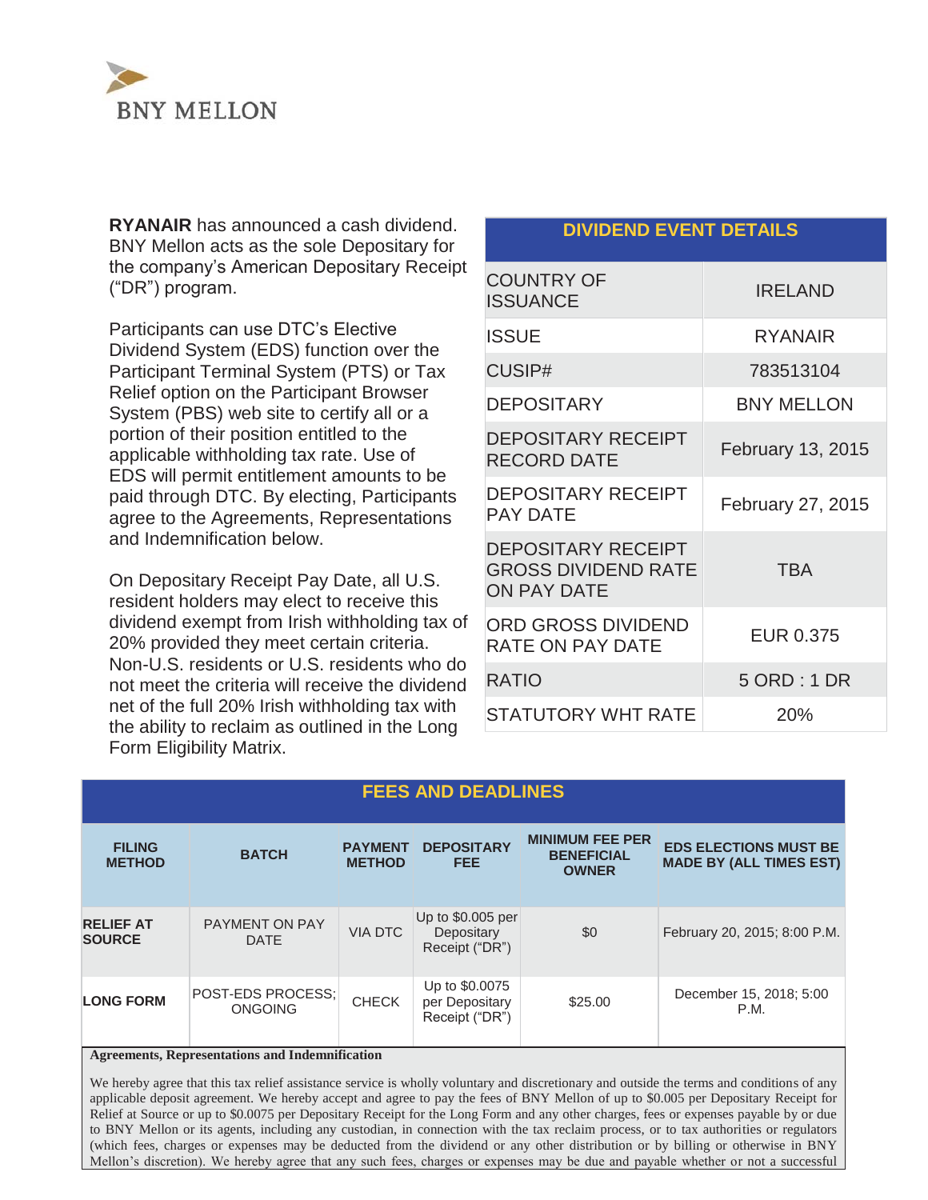BNY MELLON

**RYANAIR** has announced a cash dividend. BNY Mellon acts as the sole Depositary for the company's American Depositary Receipt ("DR") program.

Participants can use DTC's Elective Dividend System (EDS) function over the Participant Terminal System (PTS) or Tax Relief option on the Participant Browser System (PBS) web site to certify all or a portion of their position entitled to the applicable withholding tax rate. Use of EDS will permit entitlement amounts to be paid through DTC. By electing, Participants agree to the Agreements, Representations and Indemnification below.

On Depositary Receipt Pay Date, all U.S. resident holders may elect to receive this dividend exempt from Irish withholding tax of 20% provided they meet certain criteria. Non-U.S. residents or U.S. residents who do not meet the criteria will receive the dividend net of the full 20% Irish withholding tax with the ability to reclaim as outlined in the Long Form Eligibility Matrix.

| DIVIDEND EVENT DETAILS | |
|---|---|
| COUNTRY OF ISSUANCE | IRELAND |
| ISSUE | RYANAIR |
| CUSIP# | 783513104 |
| DEPOSITARY | BNY MELLON |
| DEPOSITARY RECEIPT RECORD DATE | February 13, 2015 |
| DEPOSITARY RECEIPT PAY DATE | February 27, 2015 |
| DEPOSITARY RECEIPT GROSS DIVIDEND RATE ON PAY DATE | TBA |
| ORD GROSS DIVIDEND RATE ON PAY DATE | EUR 0.375 |
| RATIO | 5 ORD : 1 DR |
| STATUTORY WHT RATE | 20% |

## FEES AND DEADLINES

| FILING METHOD | BATCH | PAYMENT METHOD | DEPOSITARY FEE | MINIMUM FEE PER BENEFICIAL OWNER | EDS ELECTIONS MUST BE MADE BY (ALL TIMES EST) |
|---|---|---|---|---|---|
| **RELIEF AT SOURCE** | PAYMENT ON PAY DATE | VIA DTC | Up to $0.005 per Depositary Receipt ("DR") | $0 | February 20, 2015; 8:00 P.M. |
| **LONG FORM** | POST-EDS PROCESS; ONGOING | CHECK | Up to $0.0075 per Depositary Receipt ("DR") | $25.00 | December 15, 2018; 5:00 P.M. |

**Agreements, Representations and Indemnification**

We hereby agree that this tax relief assistance service is wholly voluntary and discretionary and outside the terms and conditions of any applicable deposit agreement. We hereby accept and agree to pay the fees of BNY Mellon of up to $0.005 per Depositary Receipt for Relief at Source or up to $0.0075 per Depositary Receipt for the Long Form and any other charges, fees or expenses payable by or due to BNY Mellon or its agents, including any custodian, in connection with the tax reclaim process, or to tax authorities or regulators (which fees, charges or expenses may be deducted from the dividend or any other distribution or by billing or otherwise in BNY Mellon's discretion). We hereby agree that any such fees, charges or expenses may be due and payable whether or not a successful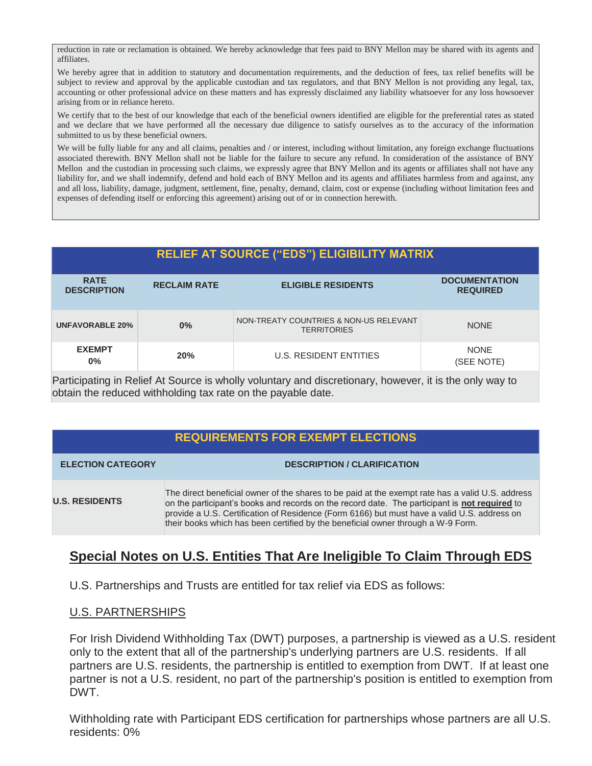reduction in rate or reclamation is obtained. We hereby acknowledge that fees paid to BNY Mellon may be shared with its agents and affiliates.

We hereby agree that in addition to statutory and documentation requirements, and the deduction of fees, tax relief benefits will be subject to review and approval by the applicable custodian and tax regulators, and that BNY Mellon is not providing any legal, tax, accounting or other professional advice on these matters and has expressly disclaimed any liability whatsoever for any loss howsoever arising from or in reliance hereto.

We certify that to the best of our knowledge that each of the beneficial owners identified are eligible for the preferential rates as stated and we declare that we have performed all the necessary due diligence to satisfy ourselves as to the accuracy of the information submitted to us by these beneficial owners.

We will be fully liable for any and all claims, penalties and / or interest, including without limitation, any foreign exchange fluctuations associated therewith. BNY Mellon shall not be liable for the failure to secure any refund. In consideration of the assistance of BNY Mellon and the custodian in processing such claims, we expressly agree that BNY Mellon and its agents or affiliates shall not have any liability for, and we shall indemnify, defend and hold each of BNY Mellon and its agents and affiliates harmless from and against, any and all loss, liability, damage, judgment, settlement, fine, penalty, demand, claim, cost or expense (including without limitation fees and expenses of defending itself or enforcing this agreement) arising out of or in connection herewith.

| RELIEF AT SOURCE ("EDS") ELIGIBILITY MATRIX | | | |
|---|---|---|---|
| **RATE DESCRIPTION** | **RECLAIM RATE** | **ELIGIBLE RESIDENTS** | **DOCUMENTATION REQUIRED** |
| **UNFAVORABLE 20%** | **0%** | NON-TREATY COUNTRIES & NON-US RELEVANT TERRITORIES | NONE |
| **EXEMPT 0%** | **20%** | U.S. RESIDENT ENTITIES | NONE (SEE NOTE) |

Participating in Relief At Source is wholly voluntary and discretionary, however, it is the only way to obtain the reduced withholding tax rate on the payable date.

| REQUIREMENTS FOR EXEMPT ELECTIONS | |
|---|---|
| **ELECTION CATEGORY** | **DESCRIPTION / CLARIFICATION** |
| **U.S. RESIDENTS** | The direct beneficial owner of the shares to be paid at the exempt rate has a valid U.S. address on the participant's books and records on the record date. The participant is **not required** to provide a U.S. Certification of Residence (Form 6166) but must have a valid U.S. address on their books which has been certified by the beneficial owner through a W-9 Form. |

## Special Notes on U.S. Entities That Are Ineligible To Claim Through EDS

U.S. Partnerships and Trusts are entitled for tax relief via EDS as follows:

### U.S. PARTNERSHIPS

For Irish Dividend Withholding Tax (DWT) purposes, a partnership is viewed as a U.S. resident only to the extent that all of the partnership's underlying partners are U.S. residents. If all partners are U.S. residents, the partnership is entitled to exemption from DWT. If at least one partner is not a U.S. resident, no part of the partnership's position is entitled to exemption from DWT.

Withholding rate with Participant EDS certification for partnerships whose partners are all U.S. residents: 0%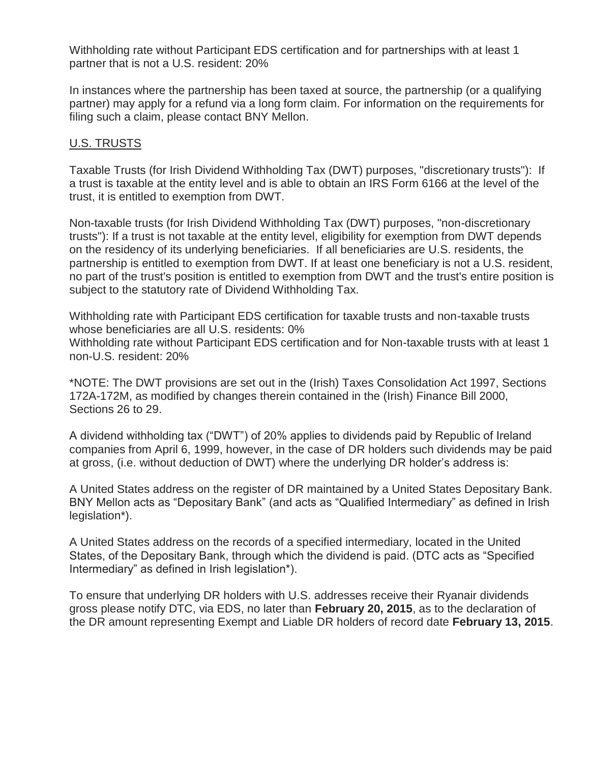Withholding rate without Participant EDS certification and for partnerships with at least 1 partner that is not a U.S. resident: 20%

In instances where the partnership has been taxed at source, the partnership (or a qualifying partner) may apply for a refund via a long form claim. For information on the requirements for filing such a claim, please contact BNY Mellon.

<u>U.S. TRUSTS</u>

Taxable Trusts (for Irish Dividend Withholding Tax (DWT) purposes, "discretionary trusts"): If a trust is taxable at the entity level and is able to obtain an IRS Form 6166 at the level of the trust, it is entitled to exemption from DWT.

Non-taxable trusts (for Irish Dividend Withholding Tax (DWT) purposes, "non-discretionary trusts"): If a trust is not taxable at the entity level, eligibility for exemption from DWT depends on the residency of its underlying beneficiaries. If all beneficiaries are U.S. residents, the partnership is entitled to exemption from DWT. If at least one beneficiary is not a U.S. resident, no part of the trust's position is entitled to exemption from DWT and the trust's entire position is subject to the statutory rate of Dividend Withholding Tax.

Withholding rate with Participant EDS certification for taxable trusts and non-taxable trusts whose beneficiaries are all U.S. residents: 0%
Withholding rate without Participant EDS certification and for Non-taxable trusts with at least 1 non-U.S. resident: 20%

*NOTE: The DWT provisions are set out in the (Irish) Taxes Consolidation Act 1997, Sections 172A-172M, as modified by changes therein contained in the (Irish) Finance Bill 2000, Sections 26 to 29.

A dividend withholding tax ("DWT") of 20% applies to dividends paid by Republic of Ireland companies from April 6, 1999, however, in the case of DR holders such dividends may be paid at gross, (i.e. without deduction of DWT) where the underlying DR holder's address is:

A United States address on the register of DR maintained by a United States Depositary Bank. BNY Mellon acts as "Depositary Bank" (and acts as "Qualified Intermediary" as defined in Irish legislation*).

A United States address on the records of a specified intermediary, located in the United States, of the Depositary Bank, through which the dividend is paid. (DTC acts as "Specified Intermediary" as defined in Irish legislation*).

To ensure that underlying DR holders with U.S. addresses receive their Ryanair dividends gross please notify DTC, via EDS, no later than **February 20, 2015**, as to the declaration of the DR amount representing Exempt and Liable DR holders of record date **February 13, 2015**.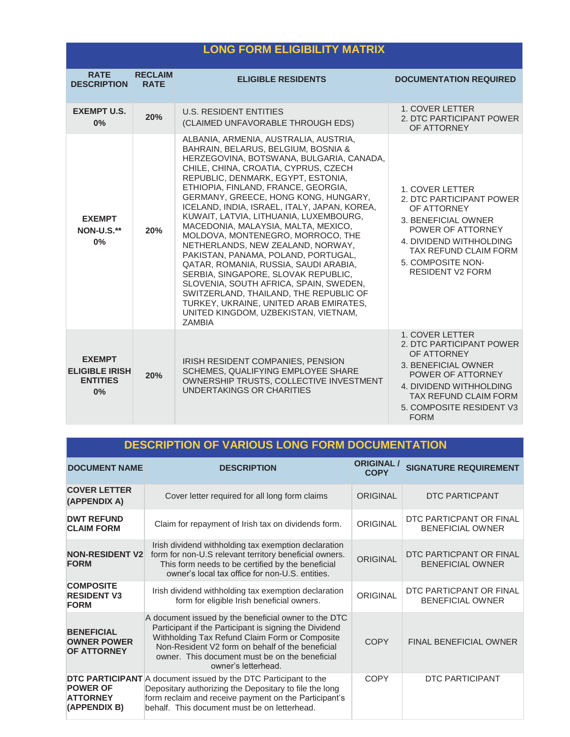## LONG FORM ELIGIBILITY MATRIX

| RATE DESCRIPTION | RECLAIM RATE | ELIGIBLE RESIDENTS | DOCUMENTATION REQUIRED |
|---|---|---|---|
| **EXEMPT U.S. 0%** | **20%** | U.S. RESIDENT ENTITIES (CLAIMED UNFAVORABLE THROUGH EDS) | 1. COVER LETTER 2. DTC PARTICIPANT POWER OF ATTORNEY |
| **EXEMPT NON-U.S.\*\* 0%** | **20%** | ALBANIA, ARMENIA, AUSTRALIA, AUSTRIA, BAHRAIN, BELARUS, BELGIUM, BOSNIA & HERZEGOVINA, BOTSWANA, BULGARIA, CANADA, CHILE, CHINA, CROATIA, CYPRUS, CZECH REPUBLIC, DENMARK, EGYPT, ESTONIA, ETHIOPIA, FINLAND, FRANCE, GEORGIA, GERMANY, GREECE, HONG KONG, HUNGARY, ICELAND, INDIA, ISRAEL, ITALY, JAPAN, KOREA, KUWAIT, LATVIA, LITHUANIA, LUXEMBOURG, MACEDONIA, MALAYSIA, MALTA, MEXICO, MOLDOVA, MONTENEGRO, MORROCO, THE NETHERLANDS, NEW ZEALAND, NORWAY, PAKISTAN, PANAMA, POLAND, PORTUGAL, QATAR, ROMANIA, RUSSIA, SAUDI ARABIA, SERBIA, SINGAPORE, SLOVAK REPUBLIC, SLOVENIA, SOUTH AFRICA, SPAIN, SWEDEN, SWITZERLAND, THAILAND, THE REPUBLIC OF TURKEY, UKRAINE, UNITED ARAB EMIRATES, UNITED KINGDOM, UZBEKISTAN, VIETNAM, ZAMBIA | 1. COVER LETTER 2. DTC PARTICIPANT POWER OF ATTORNEY 3. BENEFICIAL OWNER POWER OF ATTORNEY 4. DIVIDEND WITHHOLDING TAX REFUND CLAIM FORM 5. COMPOSITE NON-RESIDENT V2 FORM |
| **EXEMPT ELIGIBLE IRISH ENTITIES 0%** | **20%** | IRISH RESIDENT COMPANIES, PENSION SCHEMES, QUALIFYING EMPLOYEE SHARE OWNERSHIP TRUSTS, COLLECTIVE INVESTMENT UNDERTAKINGS OR CHARITIES | 1. COVER LETTER 2. DTC PARTICIPANT POWER OF ATTORNEY 3. BENEFICIAL OWNER POWER OF ATTORNEY 4. DIVIDEND WITHHOLDING TAX REFUND CLAIM FORM 5. COMPOSITE RESIDENT V3 FORM |

## DESCRIPTION OF VARIOUS LONG FORM DOCUMENTATION

| DOCUMENT NAME | DESCRIPTION | ORIGINAL / COPY | SIGNATURE REQUIREMENT |
|---|---|---|---|
| **COVER LETTER (APPENDIX A)** | Cover letter required for all long form claims | ORIGINAL | DTC PARTICPANT |
| **DWT REFUND CLAIM FORM** | Claim for repayment of Irish tax on dividends form. | ORIGINAL | DTC PARTICPANT OR FINAL BENEFICIAL OWNER |
| **NON-RESIDENT V2 FORM** | Irish dividend withholding tax exemption declaration form for non-U.S relevant territory beneficial owners. This form needs to be certified by the beneficial owner's local tax office for non-U.S. entities. | ORIGINAL | DTC PARTICPANT OR FINAL BENEFICIAL OWNER |
| **COMPOSITE RESIDENT V3 FORM** | Irish dividend withholding tax exemption declaration form for eligible Irish beneficial owners. | ORIGINAL | DTC PARTICPANT OR FINAL BENEFICIAL OWNER |
| **BENEFICIAL OWNER POWER OF ATTORNEY** | A document issued by the beneficial owner to the DTC Participant if the Participant is signing the Dividend Withholding Tax Refund Claim Form or Composite Non-Resident V2 form on behalf of the beneficial owner. This document must be on the beneficial owner's letterhead. | COPY | FINAL BENEFICIAL OWNER |
| **DTC PARTICIPANT POWER OF ATTORNEY (APPENDIX B)** | A document issued by the DTC Participant to the Depositary authorizing the Depositary to file the long form reclaim and receive payment on the Participant's behalf. This document must be on letterhead. | COPY | DTC PARTICIPANT |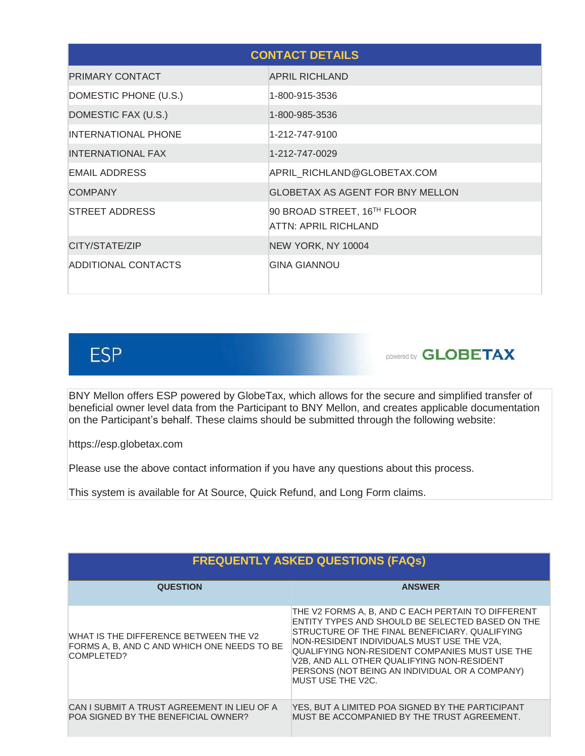| CONTACT DETAILS | |
|---|---|
| PRIMARY CONTACT | APRIL RICHLAND |
| DOMESTIC PHONE (U.S.) | 1-800-915-3536 |
| DOMESTIC FAX (U.S.) | 1-800-985-3536 |
| INTERNATIONAL PHONE | 1-212-747-9100 |
| INTERNATIONAL FAX | 1-212-747-0029 |
| EMAIL ADDRESS | APRIL_RICHLAND@GLOBETAX.COM |
| COMPANY | GLOBETAX AS AGENT FOR BNY MELLON |
| STREET ADDRESS | 90 BROAD STREET, 16TH FLOOR<br>ATTN: APRIL RICHLAND |
| CITY/STATE/ZIP | NEW YORK, NY 10004 |
| ADDITIONAL CONTACTS | GINA GIANNOU |

## ESP

powered by GLOBETAX

BNY Mellon offers ESP powered by GlobeTax, which allows for the secure and simplified transfer of beneficial owner level data from the Participant to BNY Mellon, and creates applicable documentation on the Participant's behalf. These claims should be submitted through the following website:

https://esp.globetax.com

Please use the above contact information if you have any questions about this process.

This system is available for At Source, Quick Refund, and Long Form claims.

## FREQUENTLY ASKED QUESTIONS (FAQs)

| QUESTION | ANSWER |
|---|---|
| WHAT IS THE DIFFERENCE BETWEEN THE V2 FORMS A, B, AND C AND WHICH ONE NEEDS TO BE COMPLETED? | THE V2 FORMS A, B, AND C EACH PERTAIN TO DIFFERENT ENTITY TYPES AND SHOULD BE SELECTED BASED ON THE STRUCTURE OF THE FINAL BENEFICIARY. QUALIFYING NON-RESIDENT INDIVIDUALS MUST USE THE V2A, QUALIFYING NON-RESIDENT COMPANIES MUST USE THE V2B, AND ALL OTHER QUALIFYING NON-RESIDENT PERSONS (NOT BEING AN INDIVIDUAL OR A COMPANY) MUST USE THE V2C. |
| CAN I SUBMIT A TRUST AGREEMENT IN LIEU OF A POA SIGNED BY THE BENEFICIAL OWNER? | YES, BUT A LIMITED POA SIGNED BY THE PARTICIPANT MUST BE ACCOMPANIED BY THE TRUST AGREEMENT. |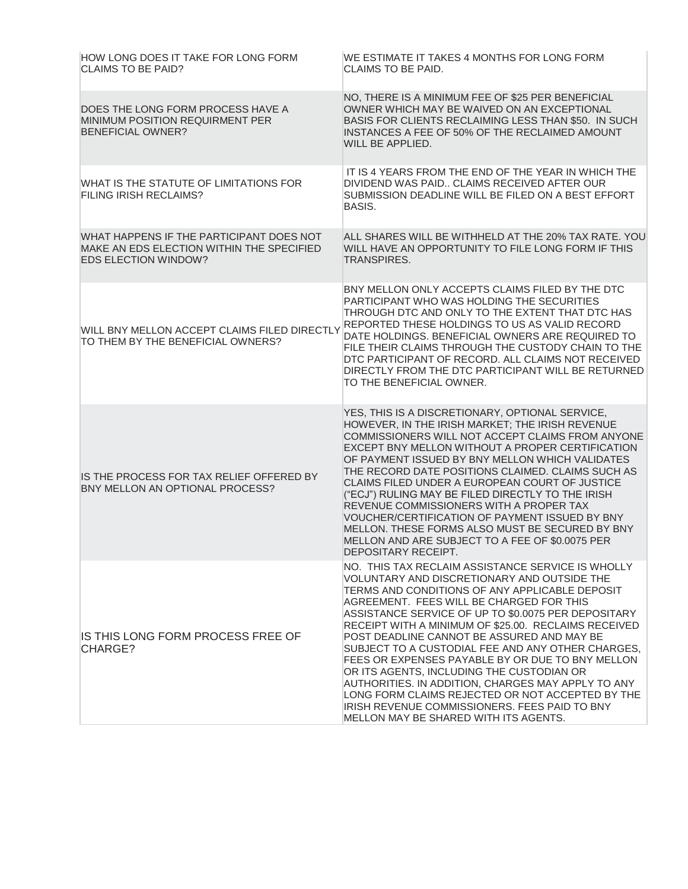| | |
|---|---|
| HOW LONG DOES IT TAKE FOR LONG FORM CLAIMS TO BE PAID? | WE ESTIMATE IT TAKES 4 MONTHS FOR LONG FORM CLAIMS TO BE PAID. |
| DOES THE LONG FORM PROCESS HAVE A MINIMUM POSITION REQUIRMENT PER BENEFICIAL OWNER? | NO, THERE IS A MINIMUM FEE OF $25 PER BENEFICIAL OWNER WHICH MAY BE WAIVED ON AN EXCEPTIONAL BASIS FOR CLIENTS RECLAIMING LESS THAN $50. IN SUCH INSTANCES A FEE OF 50% OF THE RECLAIMED AMOUNT WILL BE APPLIED. |
| WHAT IS THE STATUTE OF LIMITATIONS FOR FILING IRISH RECLAIMS? | IT IS 4 YEARS FROM THE END OF THE YEAR IN WHICH THE DIVIDEND WAS PAID.. CLAIMS RECEIVED AFTER OUR SUBMISSION DEADLINE WILL BE FILED ON A BEST EFFORT BASIS. |
| WHAT HAPPENS IF THE PARTICIPANT DOES NOT MAKE AN EDS ELECTION WITHIN THE SPECIFIED EDS ELECTION WINDOW? | ALL SHARES WILL BE WITHHELD AT THE 20% TAX RATE. YOU WILL HAVE AN OPPORTUNITY TO FILE LONG FORM IF THIS TRANSPIRES. |
| WILL BNY MELLON ACCEPT CLAIMS FILED DIRECTLY TO THEM BY THE BENEFICIAL OWNERS? | BNY MELLON ONLY ACCEPTS CLAIMS FILED BY THE DTC PARTICIPANT WHO WAS HOLDING THE SECURITIES THROUGH DTC AND ONLY TO THE EXTENT THAT DTC HAS REPORTED THESE HOLDINGS TO US AS VALID RECORD DATE HOLDINGS. BENEFICIAL OWNERS ARE REQUIRED TO FILE THEIR CLAIMS THROUGH THE CUSTODY CHAIN TO THE DTC PARTICIPANT OF RECORD. ALL CLAIMS NOT RECEIVED DIRECTLY FROM THE DTC PARTICIPANT WILL BE RETURNED TO THE BENEFICIAL OWNER. |
| IS THE PROCESS FOR TAX RELIEF OFFERED BY BNY MELLON AN OPTIONAL PROCESS? | YES, THIS IS A DISCRETIONARY, OPTIONAL SERVICE, HOWEVER, IN THE IRISH MARKET; THE IRISH REVENUE COMMISSIONERS WILL NOT ACCEPT CLAIMS FROM ANYONE EXCEPT BNY MELLON WITHOUT A PROPER CERTIFICATION OF PAYMENT ISSUED BY BNY MELLON WHICH VALIDATES THE RECORD DATE POSITIONS CLAIMED. CLAIMS SUCH AS CLAIMS FILED UNDER A EUROPEAN COURT OF JUSTICE ("ECJ") RULING MAY BE FILED DIRECTLY TO THE IRISH REVENUE COMMISSIONERS WITH A PROPER TAX VOUCHER/CERTIFICATION OF PAYMENT ISSUED BY BNY MELLON. THESE FORMS ALSO MUST BE SECURED BY BNY MELLON AND ARE SUBJECT TO A FEE OF $0.0075 PER DEPOSITARY RECEIPT. |
| IS THIS LONG FORM PROCESS FREE OF CHARGE? | NO. THIS TAX RECLAIM ASSISTANCE SERVICE IS WHOLLY VOLUNTARY AND DISCRETIONARY AND OUTSIDE THE TERMS AND CONDITIONS OF ANY APPLICABLE DEPOSIT AGREEMENT. FEES WILL BE CHARGED FOR THIS ASSISTANCE SERVICE OF UP TO $0.0075 PER DEPOSITARY RECEIPT WITH A MINIMUM OF $25.00. RECLAIMS RECEIVED POST DEADLINE CANNOT BE ASSURED AND MAY BE SUBJECT TO A CUSTODIAL FEE AND ANY OTHER CHARGES, FEES OR EXPENSES PAYABLE BY OR DUE TO BNY MELLON OR ITS AGENTS, INCLUDING THE CUSTODIAN OR AUTHORITIES. IN ADDITION, CHARGES MAY APPLY TO ANY LONG FORM CLAIMS REJECTED OR NOT ACCEPTED BY THE IRISH REVENUE COMMISSIONERS. FEES PAID TO BNY MELLON MAY BE SHARED WITH ITS AGENTS. |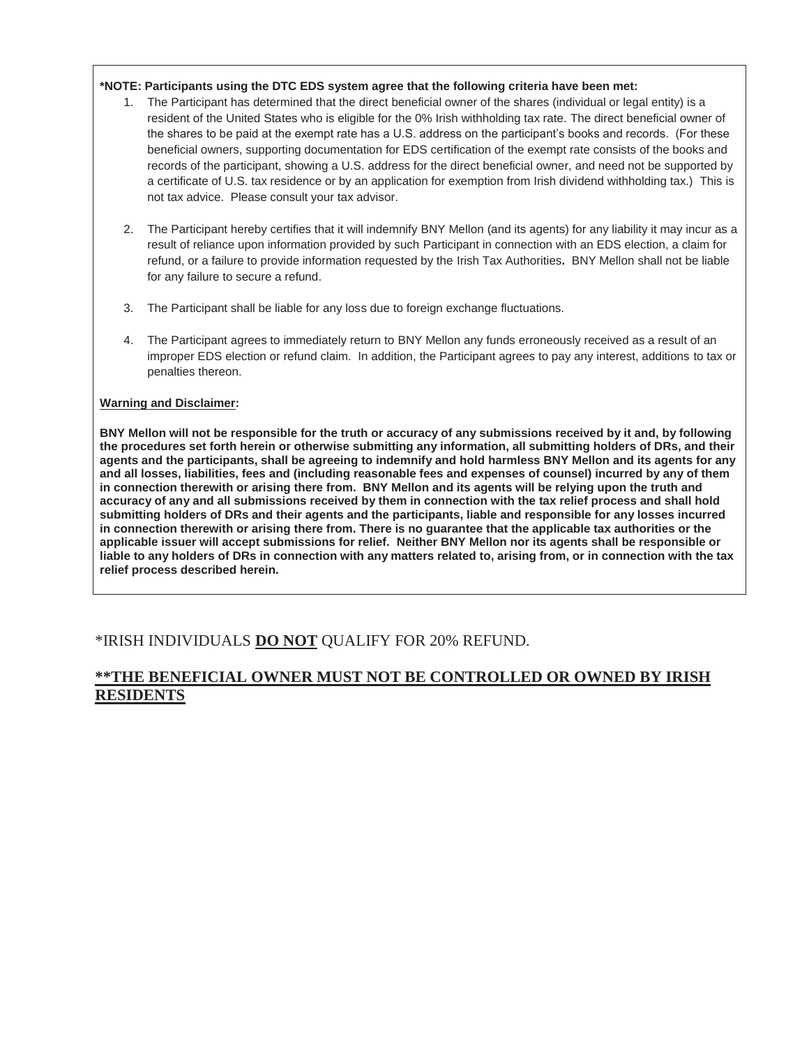**\*NOTE: Participants using the DTC EDS system agree that the following criteria have been met:**

1. The Participant has determined that the direct beneficial owner of the shares (individual or legal entity) is a resident of the United States who is eligible for the 0% Irish withholding tax rate. The direct beneficial owner of the shares to be paid at the exempt rate has a U.S. address on the participant's books and records. (For these beneficial owners, supporting documentation for EDS certification of the exempt rate consists of the books and records of the participant, showing a U.S. address for the direct beneficial owner, and need not be supported by a certificate of U.S. tax residence or by an application for exemption from Irish dividend withholding tax.) This is not tax advice. Please consult your tax advisor.

2. The Participant hereby certifies that it will indemnify BNY Mellon (and its agents) for any liability it may incur as a result of reliance upon information provided by such Participant in connection with an EDS election, a claim for refund, or a failure to provide information requested by the Irish Tax Authorities**.** BNY Mellon shall not be liable for any failure to secure a refund.

3. The Participant shall be liable for any loss due to foreign exchange fluctuations.

4. The Participant agrees to immediately return to BNY Mellon any funds erroneously received as a result of an improper EDS election or refund claim. In addition, the Participant agrees to pay any interest, additions to tax or penalties thereon.

**Warning and Disclaimer:**

**BNY Mellon will not be responsible for the truth or accuracy of any submissions received by it and, by following the procedures set forth herein or otherwise submitting any information, all submitting holders of DRs, and their agents and the participants, shall be agreeing to indemnify and hold harmless BNY Mellon and its agents for any and all losses, liabilities, fees and (including reasonable fees and expenses of counsel) incurred by any of them in connection therewith or arising there from. BNY Mellon and its agents will be relying upon the truth and accuracy of any and all submissions received by them in connection with the tax relief process and shall hold submitting holders of DRs and their agents and the participants, liable and responsible for any losses incurred in connection therewith or arising there from. There is no guarantee that the applicable tax authorities or the applicable issuer will accept submissions for relief. Neither BNY Mellon nor its agents shall be responsible or liable to any holders of DRs in connection with any matters related to, arising from, or in connection with the tax relief process described herein.**

\*IRISH INDIVIDUALS **DO NOT** QUALIFY FOR 20% REFUND.

**\*\*THE BENEFICIAL OWNER MUST NOT BE CONTROLLED OR OWNED BY IRISH RESIDENTS**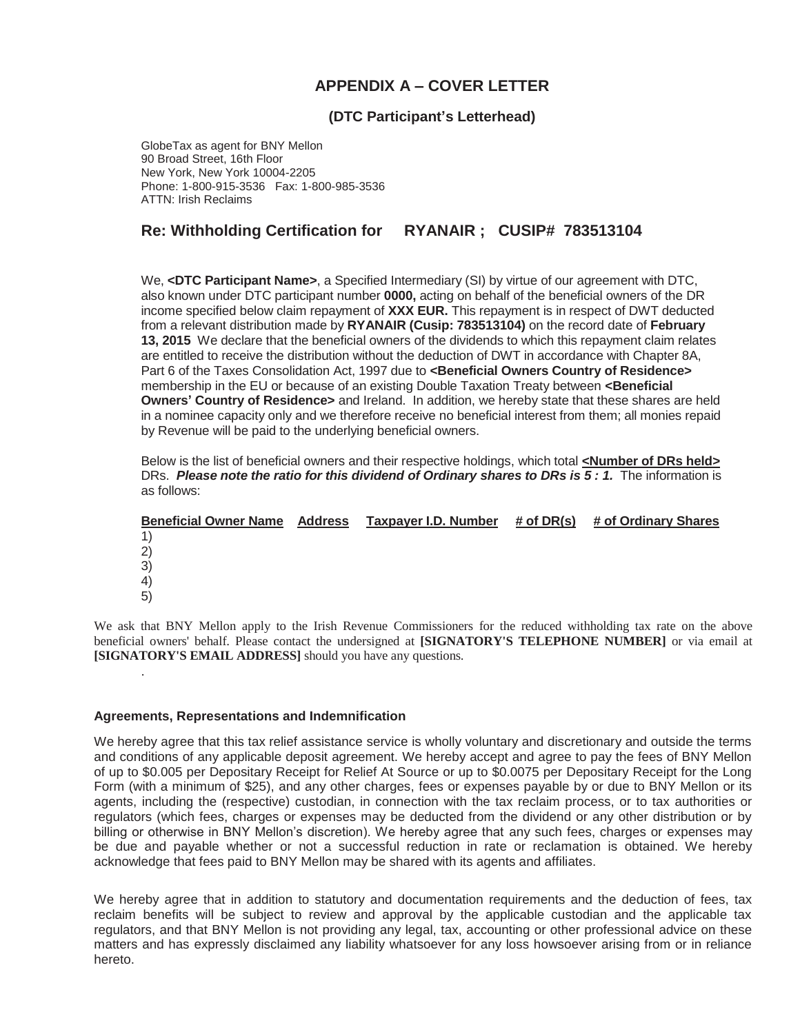## APPENDIX A – COVER LETTER

### (DTC Participant's Letterhead)

GlobeTax as agent for BNY Mellon
90 Broad Street, 16th Floor
New York, New York 10004-2205
Phone: 1-800-915-3536 Fax: 1-800-985-3536
ATTN: Irish Reclaims

## Re: Withholding Certification for RYANAIR ; CUSIP# 783513104

We, **<DTC Participant Name>**, a Specified Intermediary (SI) by virtue of our agreement with DTC, also known under DTC participant number **0000,** acting on behalf of the beneficial owners of the DR income specified below claim repayment of **XXX EUR.** This repayment is in respect of DWT deducted from a relevant distribution made by **RYANAIR (Cusip: 783513104)** on the record date of **February 13, 2015** We declare that the beneficial owners of the dividends to which this repayment claim relates are entitled to receive the distribution without the deduction of DWT in accordance with Chapter 8A, Part 6 of the Taxes Consolidation Act, 1997 due to **<Beneficial Owners Country of Residence>** membership in the EU or because of an existing Double Taxation Treaty between **<Beneficial Owners' Country of Residence>** and Ireland. In addition, we hereby state that these shares are held in a nominee capacity only and we therefore receive no beneficial interest from them; all monies repaid by Revenue will be paid to the underlying beneficial owners.

Below is the list of beneficial owners and their respective holdings, which total **<Number of DRs held>** DRs. ***Please note the ratio for this dividend of Ordinary shares to DRs is 5 : 1.*** The information is as follows:

| Beneficial Owner Name | Address | Taxpayer I.D. Number | # of DR(s) | # of Ordinary Shares |
|---|---|---|---|---|
| 1) | | | | |
| 2) | | | | |
| 3) | | | | |
| 4) | | | | |
| 5) | | | | |

We ask that BNY Mellon apply to the Irish Revenue Commissioners for the reduced withholding tax rate on the above beneficial owners' behalf. Please contact the undersigned at **[SIGNATORY'S TELEPHONE NUMBER]** or via email at **[SIGNATORY'S EMAIL ADDRESS]** should you have any questions.

.

**Agreements, Representations and Indemnification**

We hereby agree that this tax relief assistance service is wholly voluntary and discretionary and outside the terms and conditions of any applicable deposit agreement. We hereby accept and agree to pay the fees of BNY Mellon of up to $0.005 per Depositary Receipt for Relief At Source or up to $0.0075 per Depositary Receipt for the Long Form (with a minimum of $25), and any other charges, fees or expenses payable by or due to BNY Mellon or its agents, including the (respective) custodian, in connection with the tax reclaim process, or to tax authorities or regulators (which fees, charges or expenses may be deducted from the dividend or any other distribution or by billing or otherwise in BNY Mellon's discretion). We hereby agree that any such fees, charges or expenses may be due and payable whether or not a successful reduction in rate or reclamation is obtained. We hereby acknowledge that fees paid to BNY Mellon may be shared with its agents and affiliates.

We hereby agree that in addition to statutory and documentation requirements and the deduction of fees, tax reclaim benefits will be subject to review and approval by the applicable custodian and the applicable tax regulators, and that BNY Mellon is not providing any legal, tax, accounting or other professional advice on these matters and has expressly disclaimed any liability whatsoever for any loss howsoever arising from or in reliance hereto.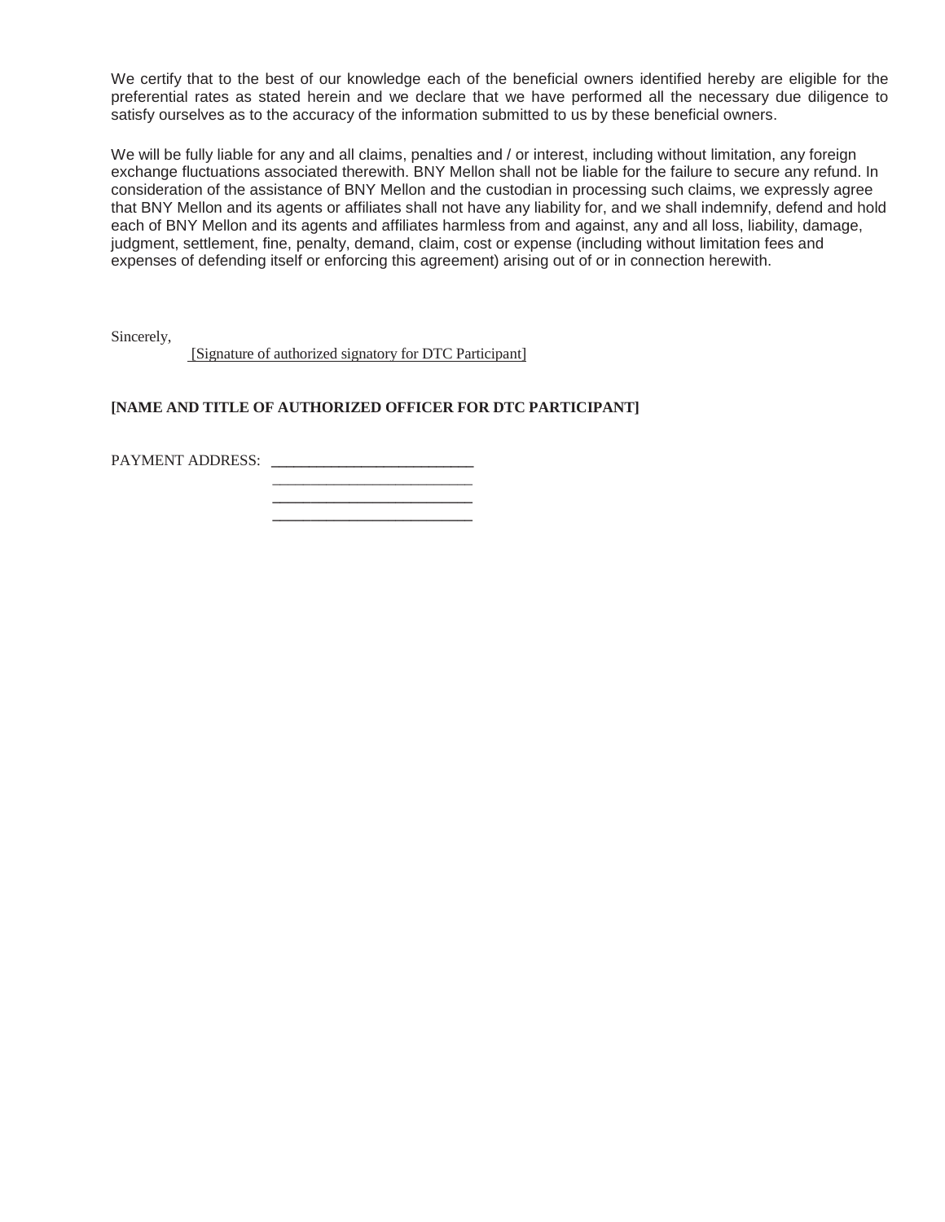We certify that to the best of our knowledge each of the beneficial owners identified hereby are eligible for the preferential rates as stated herein and we declare that we have performed all the necessary due diligence to satisfy ourselves as to the accuracy of the information submitted to us by these beneficial owners.

We will be fully liable for any and all claims, penalties and / or interest, including without limitation, any foreign exchange fluctuations associated therewith. BNY Mellon shall not be liable for the failure to secure any refund. In consideration of the assistance of BNY Mellon and the custodian in processing such claims, we expressly agree that BNY Mellon and its agents or affiliates shall not have any liability for, and we shall indemnify, defend and hold each of BNY Mellon and its agents and affiliates harmless from and against, any and all loss, liability, damage, judgment, settlement, fine, penalty, demand, claim, cost or expense (including without limitation fees and expenses of defending itself or enforcing this agreement) arising out of or in connection herewith.

Sincerely,

[Signature of authorized signatory for DTC Participant]

**[NAME AND TITLE OF AUTHORIZED OFFICER FOR DTC PARTICIPANT]**

PAYMENT ADDRESS: ___________________________
___________________________
___________________________
___________________________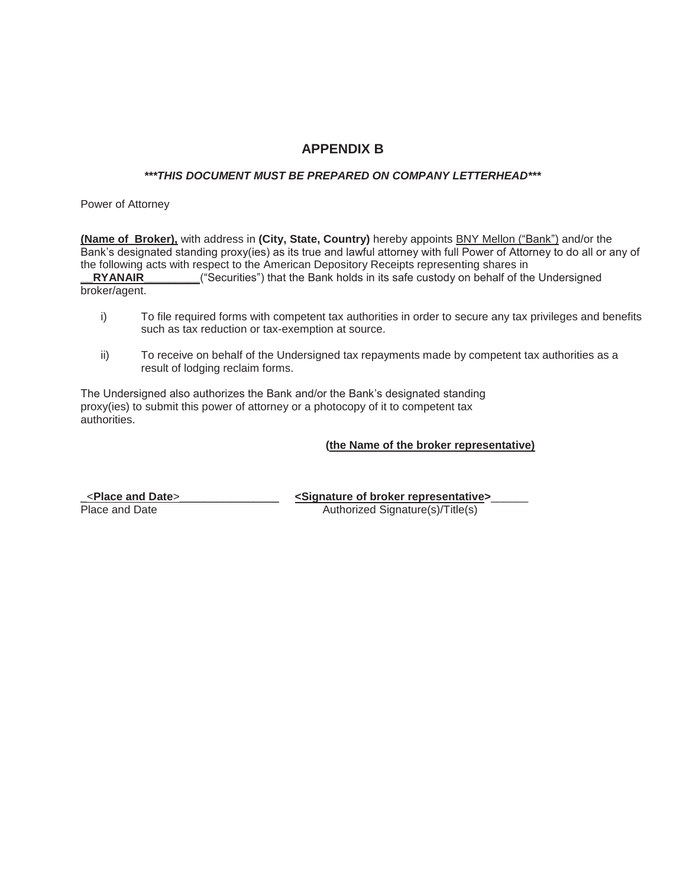# APPENDIX B

***\*\*\*THIS DOCUMENT MUST BE PREPARED ON COMPANY LETTERHEAD\*\*\****

Power of Attorney

**(Name of Broker),** with address in **(City, State, Country)** hereby appoints BNY Mellon ("Bank") and/or the Bank's designated standing proxy(ies) as its true and lawful attorney with full Power of Attorney to do all or any of the following acts with respect to the American Depository Receipts representing shares in __**RYANAIR**_________("Securities") that the Bank holds in its safe custody on behalf of the Undersigned broker/agent.

i) To file required forms with competent tax authorities in order to secure any tax privileges and benefits such as tax reduction or tax-exemption at source.

ii) To receive on behalf of the Undersigned tax repayments made by competent tax authorities as a result of lodging reclaim forms.

The Undersigned also authorizes the Bank and/or the Bank's designated standing proxy(ies) to submit this power of attorney or a photocopy of it to competent tax authorities.

**(the Name of the broker representative)**

_<**Place and Date**>________________ **<Signature of broker representative>**______

Place and Date Authorized Signature(s)/Title(s)